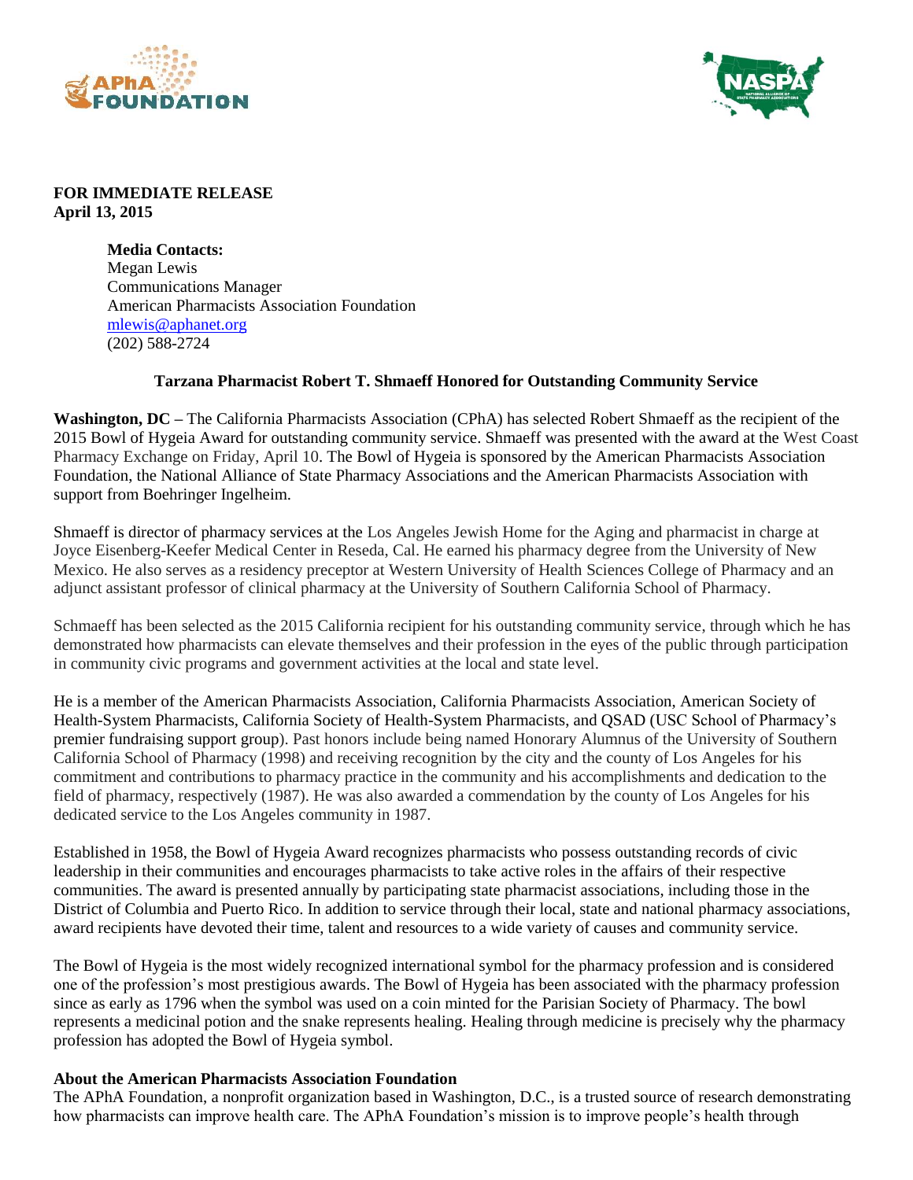**FOR IMMEDIATE RELEASE**
**April 13, 2015**

**Media Contacts:**
Megan Lewis
Communications Manager
American Pharmacists Association Foundation
mlewis@aphanet.org
(202) 588-2724

**Tarzana Pharmacist Robert T. Shmaeff Honored for Outstanding Community Service**

**Washington, DC –** The California Pharmacists Association (CPhA) has selected Robert Shmaeff as the recipient of the 2015 Bowl of Hygeia Award for outstanding community service. Shmaeff was presented with the award at the West Coast Pharmacy Exchange on Friday, April 10. The Bowl of Hygeia is sponsored by the American Pharmacists Association Foundation, the National Alliance of State Pharmacy Associations and the American Pharmacists Association with support from Boehringer Ingelheim.

Shmaeff is director of pharmacy services at the Los Angeles Jewish Home for the Aging and pharmacist in charge at Joyce Eisenberg-Keefer Medical Center in Reseda, Cal. He earned his pharmacy degree from the University of New Mexico. He also serves as a residency preceptor at Western University of Health Sciences College of Pharmacy and an adjunct assistant professor of clinical pharmacy at the University of Southern California School of Pharmacy.

Schmaeff has been selected as the 2015 California recipient for his outstanding community service, through which he has demonstrated how pharmacists can elevate themselves and their profession in the eyes of the public through participation in community civic programs and government activities at the local and state level.

He is a member of the American Pharmacists Association, California Pharmacists Association, American Society of Health-System Pharmacists, California Society of Health-System Pharmacists, and QSAD (USC School of Pharmacy's premier fundraising support group). Past honors include being named Honorary Alumnus of the University of Southern California School of Pharmacy (1998) and receiving recognition by the city and the county of Los Angeles for his commitment and contributions to pharmacy practice in the community and his accomplishments and dedication to the field of pharmacy, respectively (1987). He was also awarded a commendation by the county of Los Angeles for his dedicated service to the Los Angeles community in 1987.

Established in 1958, the Bowl of Hygeia Award recognizes pharmacists who possess outstanding records of civic leadership in their communities and encourages pharmacists to take active roles in the affairs of their respective communities. The award is presented annually by participating state pharmacist associations, including those in the District of Columbia and Puerto Rico. In addition to service through their local, state and national pharmacy associations, award recipients have devoted their time, talent and resources to a wide variety of causes and community service.

The Bowl of Hygeia is the most widely recognized international symbol for the pharmacy profession and is considered one of the profession's most prestigious awards. The Bowl of Hygeia has been associated with the pharmacy profession since as early as 1796 when the symbol was used on a coin minted for the Parisian Society of Pharmacy. The bowl represents a medicinal potion and the snake represents healing. Healing through medicine is precisely why the pharmacy profession has adopted the Bowl of Hygeia symbol.

**About the American Pharmacists Association Foundation**
The APhA Foundation, a nonprofit organization based in Washington, D.C., is a trusted source of research demonstrating how pharmacists can improve health care. The APhA Foundation's mission is to improve people's health through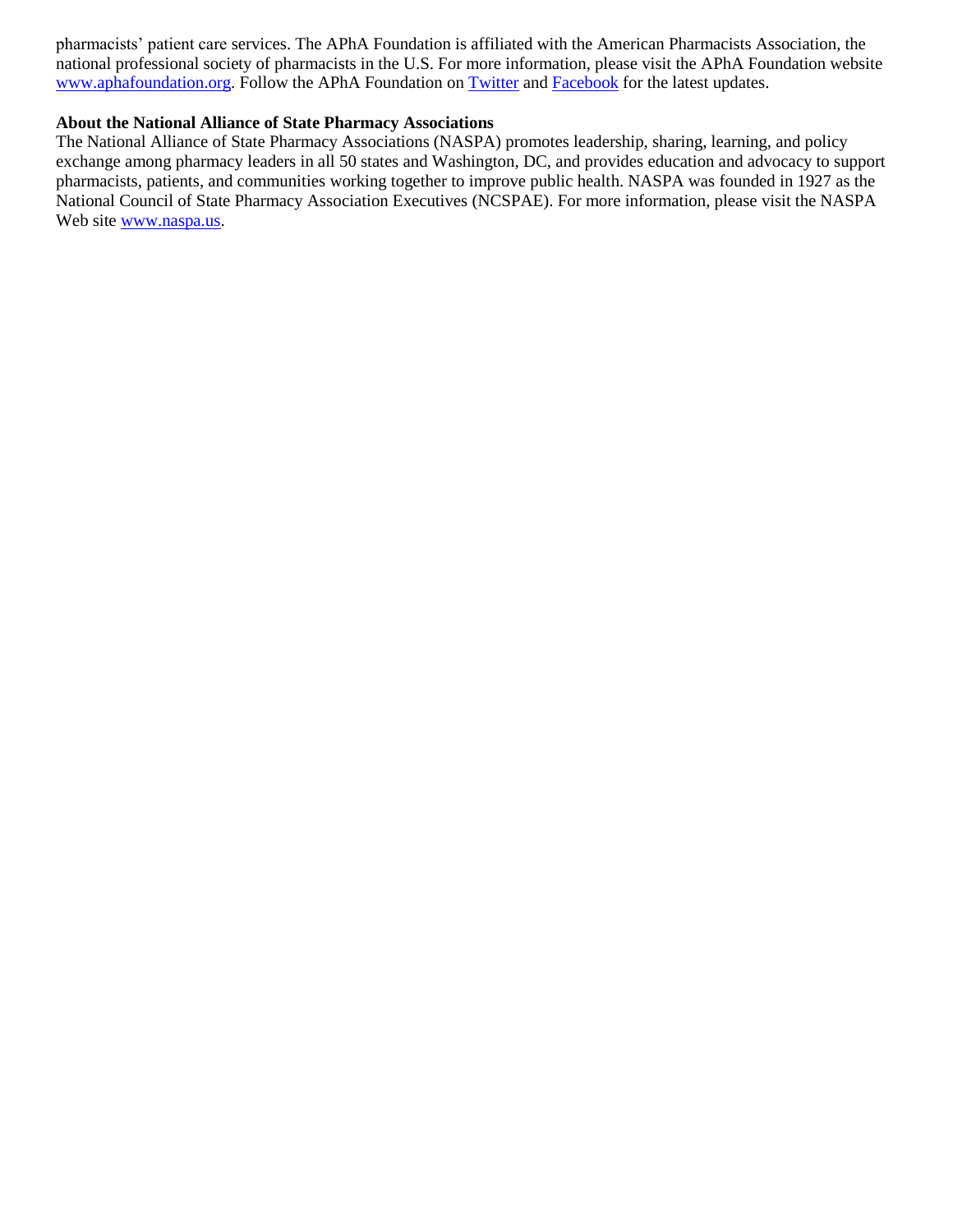pharmacists' patient care services. The APhA Foundation is affiliated with the American Pharmacists Association, the national professional society of pharmacists in the U.S. For more information, please visit the APhA Foundation website [www.aphafoundation.org](http://www.aphafoundation.org). Follow the APhA Foundation on [Twitter]() and [Facebook]() for the latest updates.

**About the National Alliance of State Pharmacy Associations**

The National Alliance of State Pharmacy Associations (NASPA) promotes leadership, sharing, learning, and policy exchange among pharmacy leaders in all 50 states and Washington, DC, and provides education and advocacy to support pharmacists, patients, and communities working together to improve public health. NASPA was founded in 1927 as the National Council of State Pharmacy Association Executives (NCSPAE). For more information, please visit the NASPA Web site [www.naspa.us](http://www.naspa.us).